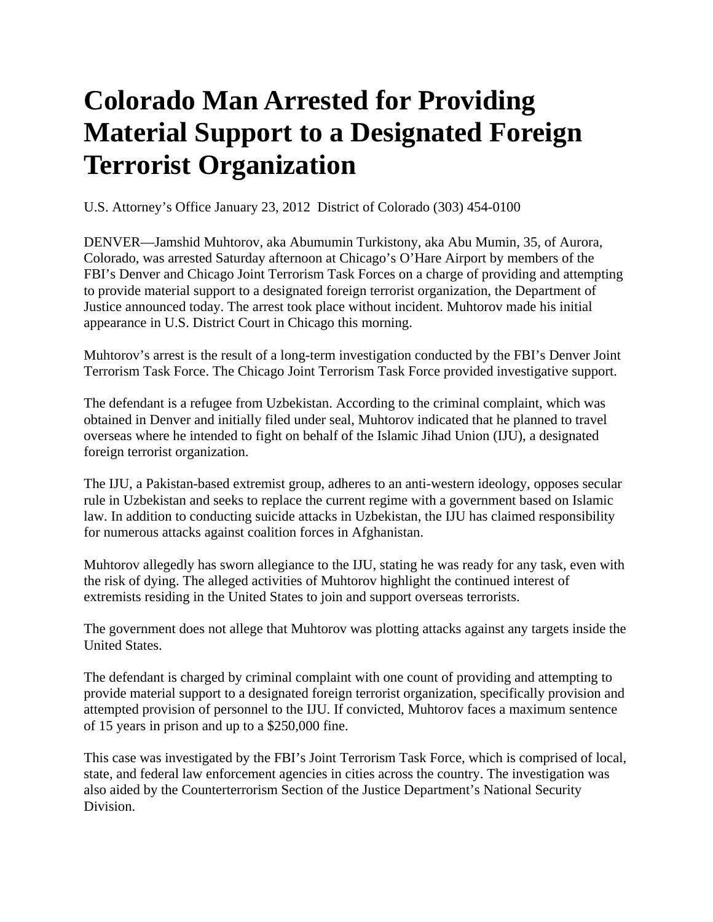# Colorado Man Arrested for Providing Material Support to a Designated Foreign Terrorist Organization

U.S. Attorney's Office January 23, 2012 District of Colorado (303) 454-0100

DENVER—Jamshid Muhtorov, aka Abumumin Turkistony, aka Abu Mumin, 35, of Aurora, Colorado, was arrested Saturday afternoon at Chicago's O'Hare Airport by members of the FBI's Denver and Chicago Joint Terrorism Task Forces on a charge of providing and attempting to provide material support to a designated foreign terrorist organization, the Department of Justice announced today. The arrest took place without incident. Muhtorov made his initial appearance in U.S. District Court in Chicago this morning.

Muhtorov's arrest is the result of a long-term investigation conducted by the FBI's Denver Joint Terrorism Task Force. The Chicago Joint Terrorism Task Force provided investigative support.

The defendant is a refugee from Uzbekistan. According to the criminal complaint, which was obtained in Denver and initially filed under seal, Muhtorov indicated that he planned to travel overseas where he intended to fight on behalf of the Islamic Jihad Union (IJU), a designated foreign terrorist organization.

The IJU, a Pakistan-based extremist group, adheres to an anti-western ideology, opposes secular rule in Uzbekistan and seeks to replace the current regime with a government based on Islamic law. In addition to conducting suicide attacks in Uzbekistan, the IJU has claimed responsibility for numerous attacks against coalition forces in Afghanistan.

Muhtorov allegedly has sworn allegiance to the IJU, stating he was ready for any task, even with the risk of dying. The alleged activities of Muhtorov highlight the continued interest of extremists residing in the United States to join and support overseas terrorists.

The government does not allege that Muhtorov was plotting attacks against any targets inside the United States.

The defendant is charged by criminal complaint with one count of providing and attempting to provide material support to a designated foreign terrorist organization, specifically provision and attempted provision of personnel to the IJU. If convicted, Muhtorov faces a maximum sentence of 15 years in prison and up to a $250,000 fine.

This case was investigated by the FBI's Joint Terrorism Task Force, which is comprised of local, state, and federal law enforcement agencies in cities across the country. The investigation was also aided by the Counterterrorism Section of the Justice Department's National Security Division.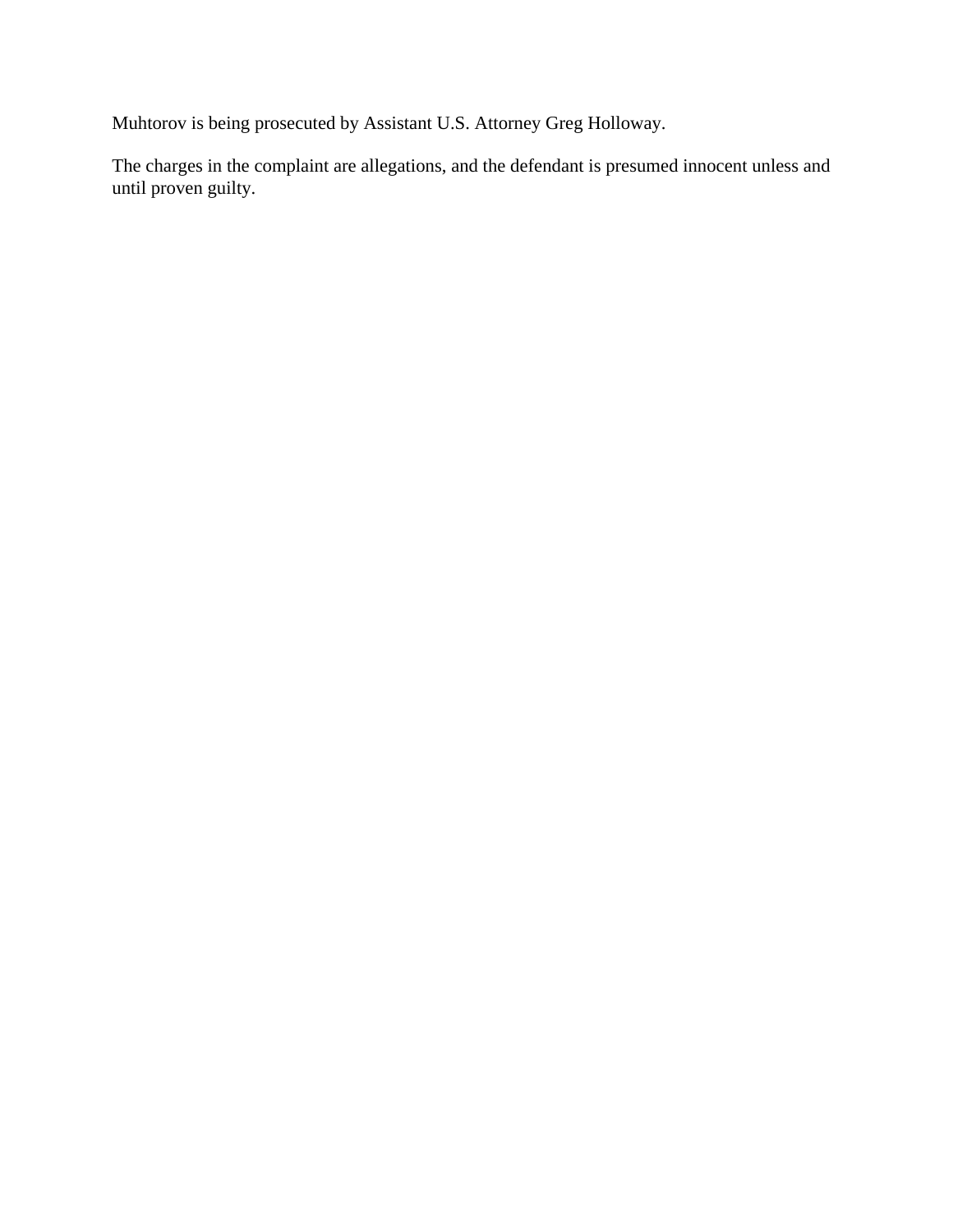Muhtorov is being prosecuted by Assistant U.S. Attorney Greg Holloway.

The charges in the complaint are allegations, and the defendant is presumed innocent unless and until proven guilty.